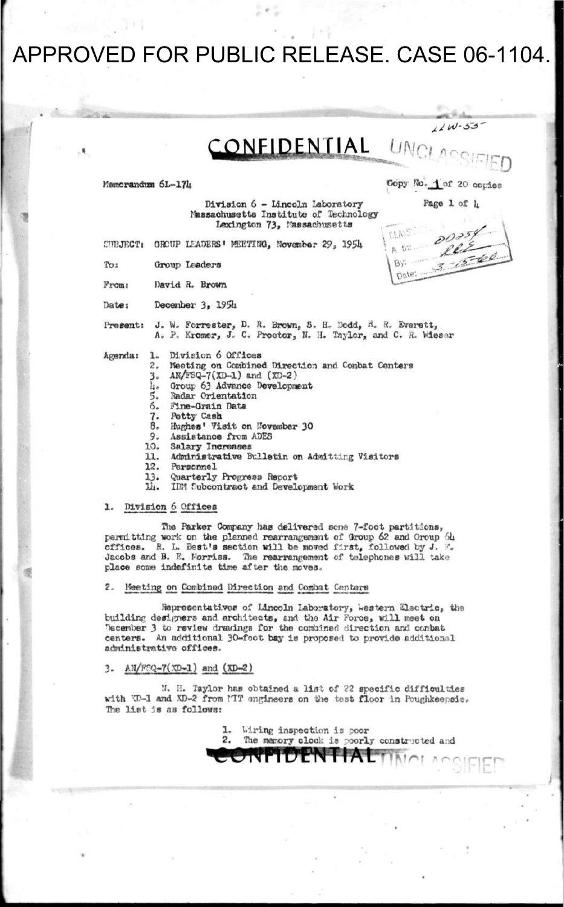APPROVED FOR PUBLIC RELEASE. CASE 06-1104.

22W-53

CONFIDENTIAL UNCLASSIFIED

Memorandum 6L-174

Copy No. 1 of 20 copies

Division 6 - Lincoln Laboratory
Massachusetts Institute of Technology
Lexington 73, Massachusetts

CLASS... 00254
A... RRE
By: ...
Date: 3-15-60

SUBJECT: GROUP LEADERS' MEETING, November 29, 1954

To: Group Leaders

From: David R. Brown

Date: December 3, 1954

Present: J. W. Forrester, D. R. Brown, S. H. Dodd, R. R. Everett, A. P. Kromer, J. C. Proctor, N. H. Taylor, and C. R. Wieser

Agenda:
1. Division 6 Offices
2. Meeting on Combined Direction and Combat Centers
3. AN/FSQ-7(XD-1) and (XD-2)
4. Group 63 Advance Development
5. Radar Orientation
6. Fine-Grain Data
7. Petty Cash
8. Hughes' Visit on November 30
9. Assistance from ADES
10. Salary Increases
11. Administrative Bulletin on Admitting Visitors
12. Personnel
13. Quarterly Progress Report
14. IBM Subcontract and Development Work

## 1. Division 6 Offices

The Parker Company has delivered some 7-foot partitions, permitting work on the planned rearrangement of Group 62 and Group 64 offices. R. L. Best's section will be moved first, followed by J. F. Jacobs and B. E. Morriss. The rearrangement of telephones will take place some indefinite time after the moves.

## 2. Meeting on Combined Direction and Combat Centers

Representatives of Lincoln Laboratory, Western Electric, the building designers and architects, and the Air Force, will meet on December 3 to review drawings for the combined direction and combat centers. An additional 30-foot bay is proposed to provide additional administrative offices.

## 3. AN/FSQ-7(XD-1) and (XD-2)

N. H. Taylor has obtained a list of 22 specific difficulties with XD-1 and XD-2 from MIT engineers on the test floor in Poughkeepsie. The list is as follows:

1. Wiring inspection is poor
2. The memory clock is poorly constructed and

CONFIDENTIAL UNCLASSIFIED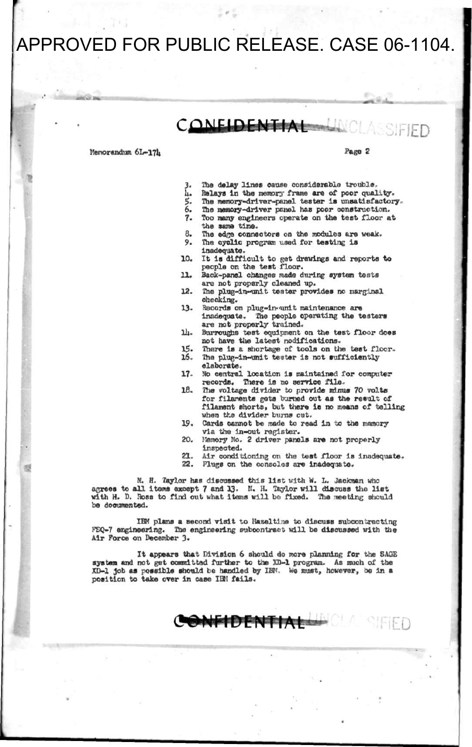APPROVED FOR PUBLIC RELEASE. CASE 06-1104.

CONFIDENTIAL UNCLASSIFIED

Memorandum 6L-174

3. The delay lines cause considerable trouble.
4. Relays in the memory frame are of poor quality.
5. The memory-driver-panel tester is unsatisfactory.
6. The memory-driver panel has poor construction.
7. Too many engineers operate on the test floor at the same time.
8. The edge connectors on the modules are weak.
9. The cyclic program used for testing is inadequate.
10. It is difficult to get drawings and reports to people on the test floor.
11. Back-panel changes made during system tests are not properly cleaned up.
12. The plug-in-unit tester provides no marginal checking.
13. Records on plug-in-unit maintenance are inadequate. The people operating the testers are not properly trained.
14. Burroughs test equipment on the test floor does not have the latest modifications.
15. There is a shortage of tools on the test floor.
16. The plug-in-unit tester is not sufficiently elaborate.
17. No central location is maintained for computer records. There is no service file.
18. The voltage divider to provide minus 70 volts for filaments gets burned out as the result of filament shorts, but there is no means of telling when the divider burns out.
19. Cards cannot be made to read in to the memory via the in-out register.
20. Memory No. 2 driver panels are not properly inspected.
21. Air conditioning on the test floor is inadequate.
22. Plugs on the consoles are inadequate.

N. H. Taylor has discussed this list with W. L. Jackman who agrees to all items except 7 and 13. N. H. Taylor will discuss the list with H. D. Ross to find out what items will be fixed. The meeting should be documented.

IBM plans a second visit to Hazeltine to discuss subcontracting FSQ-7 engineering. The engineering subcontract will be discussed with the Air Force on December 3.

It appears that Division 6 should do more planning for the SAGE system and not get committed further to the XD-1 program. As much of the XD-1 job as possible should be handled by IBM. We must, however, be in a position to take over in case IBM fails.

CONFIDENTIAL UNCLASSIFIED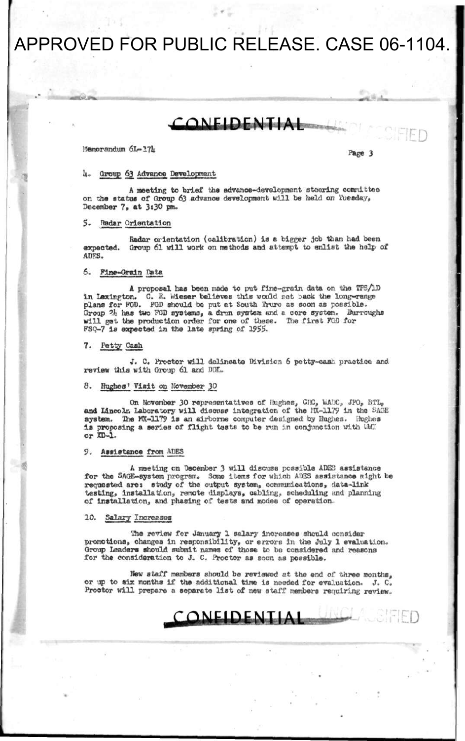APPROVED FOR PUBLIC RELEASE. CASE 06-1104.

CONFIDENTIAL UNCLASSIFIED

Memorandum 6L-174

4. Group 63 Advance Development

A meeting to brief the advance-development steering committee on the status of Group 63 advance development will be held on Tuesday, December 7, at 3:30 pm.

5. Radar Orientation

Radar orientation (calibration) is a bigger job than had been expected. Group 61 will work on methods and attempt to enlist the help of ADES.

6. Fine-Grain Data

A proposal has been made to put fine-grain data on the TPS/1D in Lexington. C. R. Wieser believes this would set back the long-range plans for FGD. FGD should be put at South Truro as soon as possible. Group 24 has two FGD systems, a drum system and a core system. Burroughs will get the production order for one of these. The first FGD for FSQ-7 is expected in the late spring of 1955.

7. Petty Cash

J. C. Proctor will delineate Division 6 petty-cash practice and review this with Group 61 and DDL.

8. Hughes' Visit on November 30

On November 30 representatives of Hughes, CRC, WADC, JPO, BTL, and Lincoln Laboratory will discuss integration of the MX-1179 in the SAGE system. The MX-1179 is an airborne computer designed by Hughes. Hughes is proposing a series of flight tests to be run in conjunction with WWI or XD-1.

9. Assistance from ADES

A meeting on December 3 will discuss possible ADES assistance for the SAGE-system program. Some items for which ADES assistance might be requested are: study of the output system, communications, data-link testing, installation, remote displays, cabling, scheduling and planning of installation, and phasing of tests and modes of operation.

10. Salary Increases

The review for January 1 salary increases should consider promotions, changes in responsibility, or errors in the July 1 evaluation. Group Leaders should submit names of those to be considered and reasons for the consideration to J. C. Proctor as soon as possible.

New staff members should be reviewed at the end of three months, or up to six months if the additional time is needed for evaluation. J. C. Proctor will prepare a separate list of new staff members requiring review.

CONFIDENTIAL UNCLASSIFIED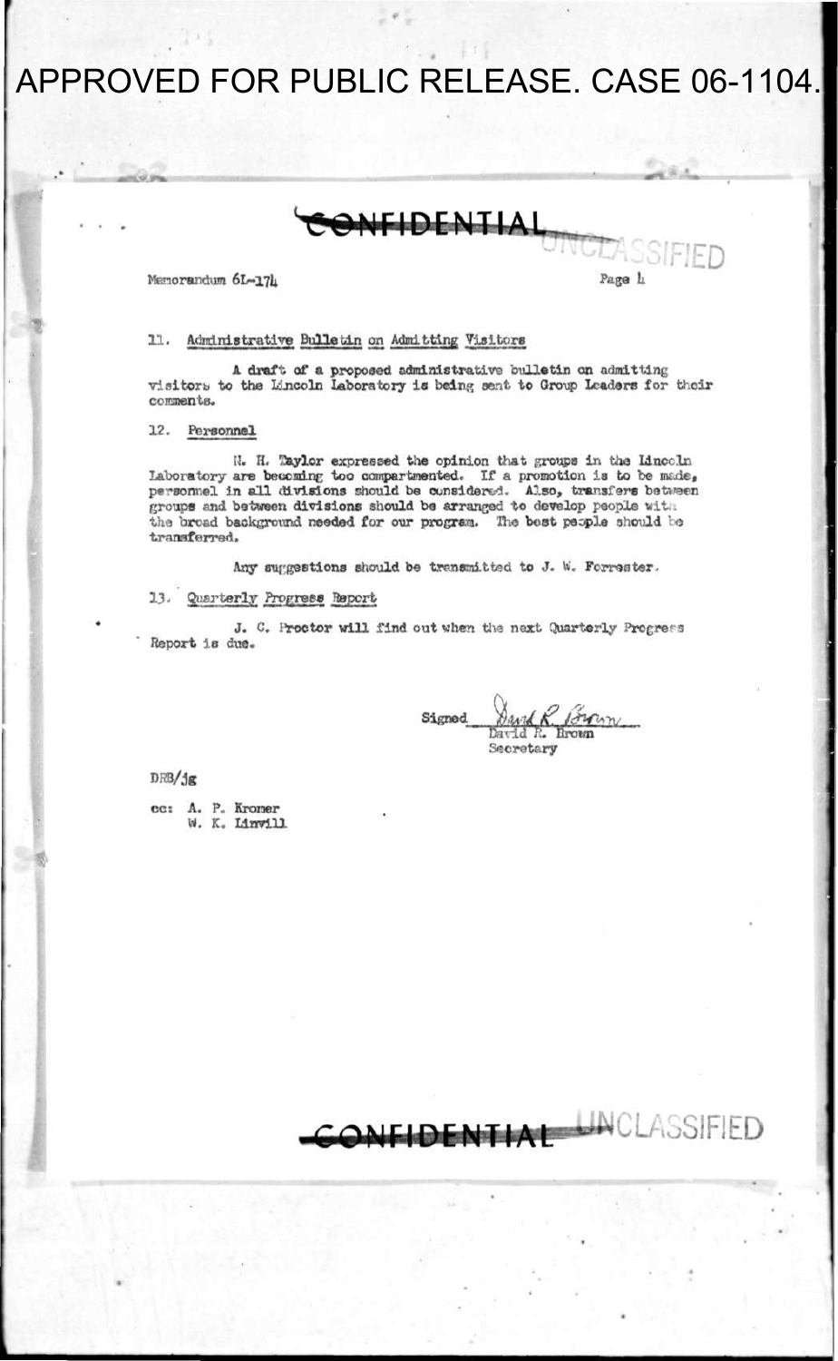APPROVED FOR PUBLIC RELEASE. CASE 06-1104.

CONFIDENTIAL UNCLASSIFIED

Memorandum 6L-174

11. Administrative Bulletin on Admitting Visitors

A draft of a proposed administrative bulletin on admitting visitors to the Lincoln Laboratory is being sent to Group Leaders for their comments.

12. Personnel

N. H. Taylor expressed the opinion that groups in the Lincoln Laboratory are becoming too compartmented. If a promotion is to be made, personnel in all divisions should be considered. Also, transfers between groups and between divisions should be arranged to develop people with the broad background needed for our program. The best people should be transferred.

Any suggestions should be transmitted to J. W. Forrester.

13. Quarterly Progress Report

J. C. Proctor will find out when the next Quarterly Progress Report is due.

Signed David R. Brown
David R. Brown
Secretary

DRB/jg

cc: A. P. Kromer
W. K. Linvill

CONFIDENTIAL UNCLASSIFIED